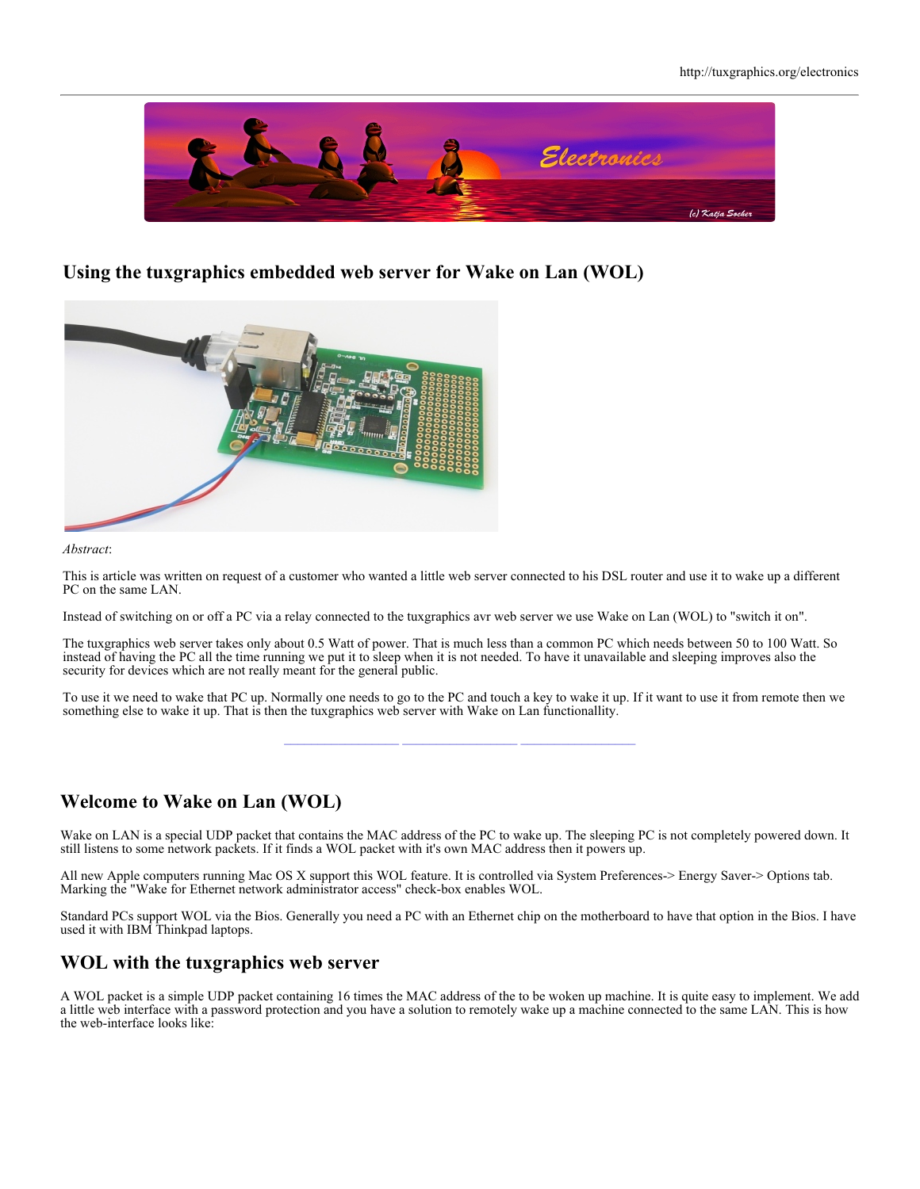## Using the tuxgraphics embedded web server for Wake on Lan (WOL)

*Abstract*:

This is article was written on request of a customer who wanted a little web server connected to his DSL router and use it to wake up a different PC on the same LAN.

Instead of switching on or off a PC via a relay connected to the tuxgraphics avr web server we use Wake on Lan (WOL) to "switch it on".

The tuxgraphics web server takes only about 0.5 Watt of power. That is much less than a common PC which needs between 50 to 100 Watt. So instead of having the PC all the time running we put it to sleep when it is not needed. To have it unavailable and sleeping improves also the security for devices which are not really meant for the general public.

To use it we need to wake that PC up. Normally one needs to go to the PC and touch a key to wake it up. If it want to use it from remote then we something else to wake it up. That is then the tuxgraphics web server with Wake on Lan functionallity.

## Welcome to Wake on Lan (WOL)

Wake on LAN is a special UDP packet that contains the MAC address of the PC to wake up. The sleeping PC is not completely powered down. It still listens to some network packets. If it finds a WOL packet with it's own MAC address then it powers up.

All new Apple computers running Mac OS X support this WOL feature. It is controlled via System Preferences-> Energy Saver-> Options tab. Marking the "Wake for Ethernet network administrator access" check-box enables WOL.

Standard PCs support WOL via the Bios. Generally you need a PC with an Ethernet chip on the motherboard to have that option in the Bios. I have used it with IBM Thinkpad laptops.

## WOL with the tuxgraphics web server

A WOL packet is a simple UDP packet containing 16 times the MAC address of the to be woken up machine. It is quite easy to implement. We add a little web interface with a password protection and you have a solution to remotely wake up a machine connected to the same LAN. This is how the web-interface looks like: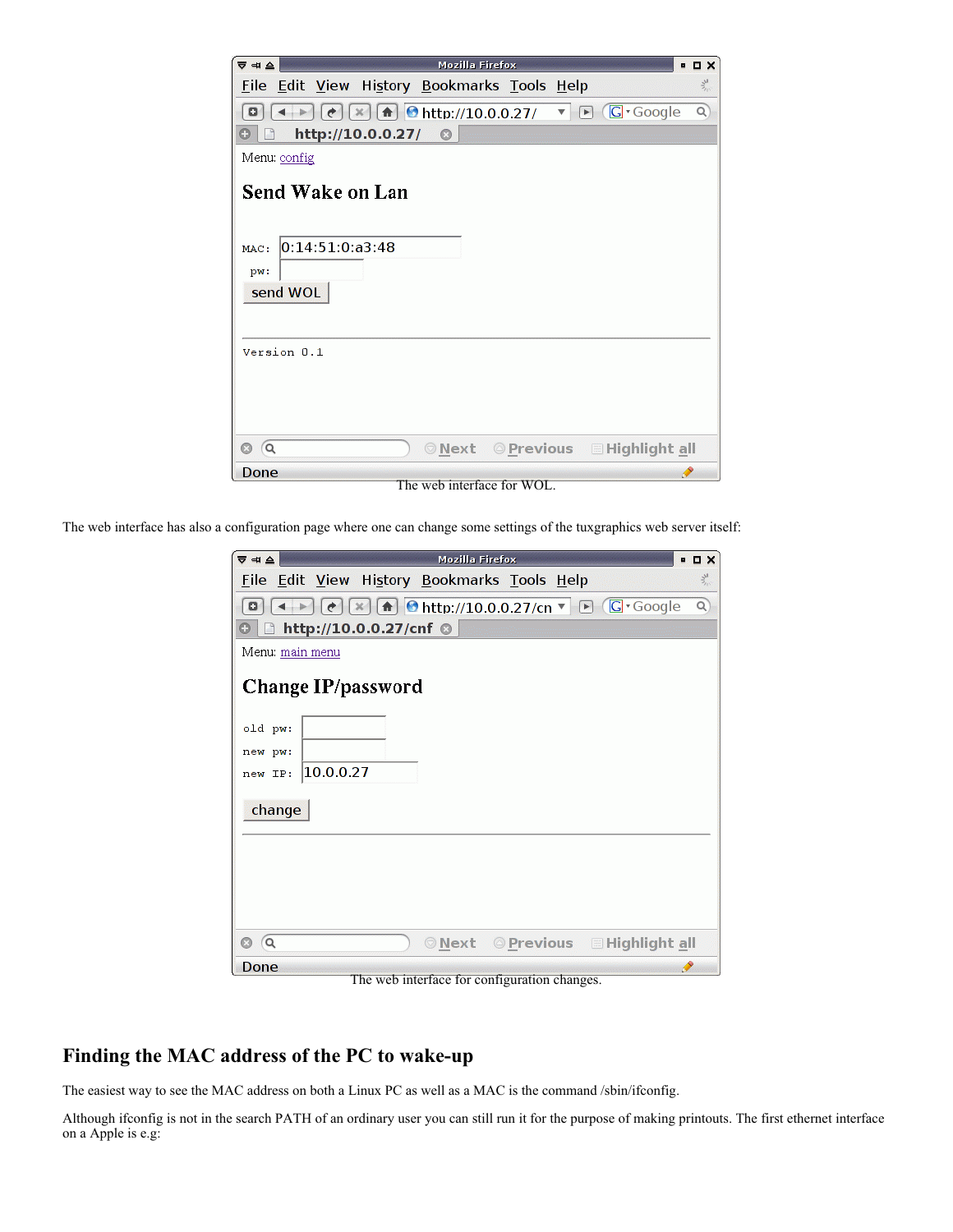The web interface for WOL.

The web interface has also a configuration page where one can change some settings of the tuxgraphics web server itself:

The web interface for configuration changes.

## Finding the MAC address of the PC to wake-up

The easiest way to see the MAC address on both a Linux PC as well as a MAC is the command /sbin/ifconfig.

Although ifconfig is not in the search PATH of an ordinary user you can still run it for the purpose of making printouts. The first ethernet interface on a Apple is e.g: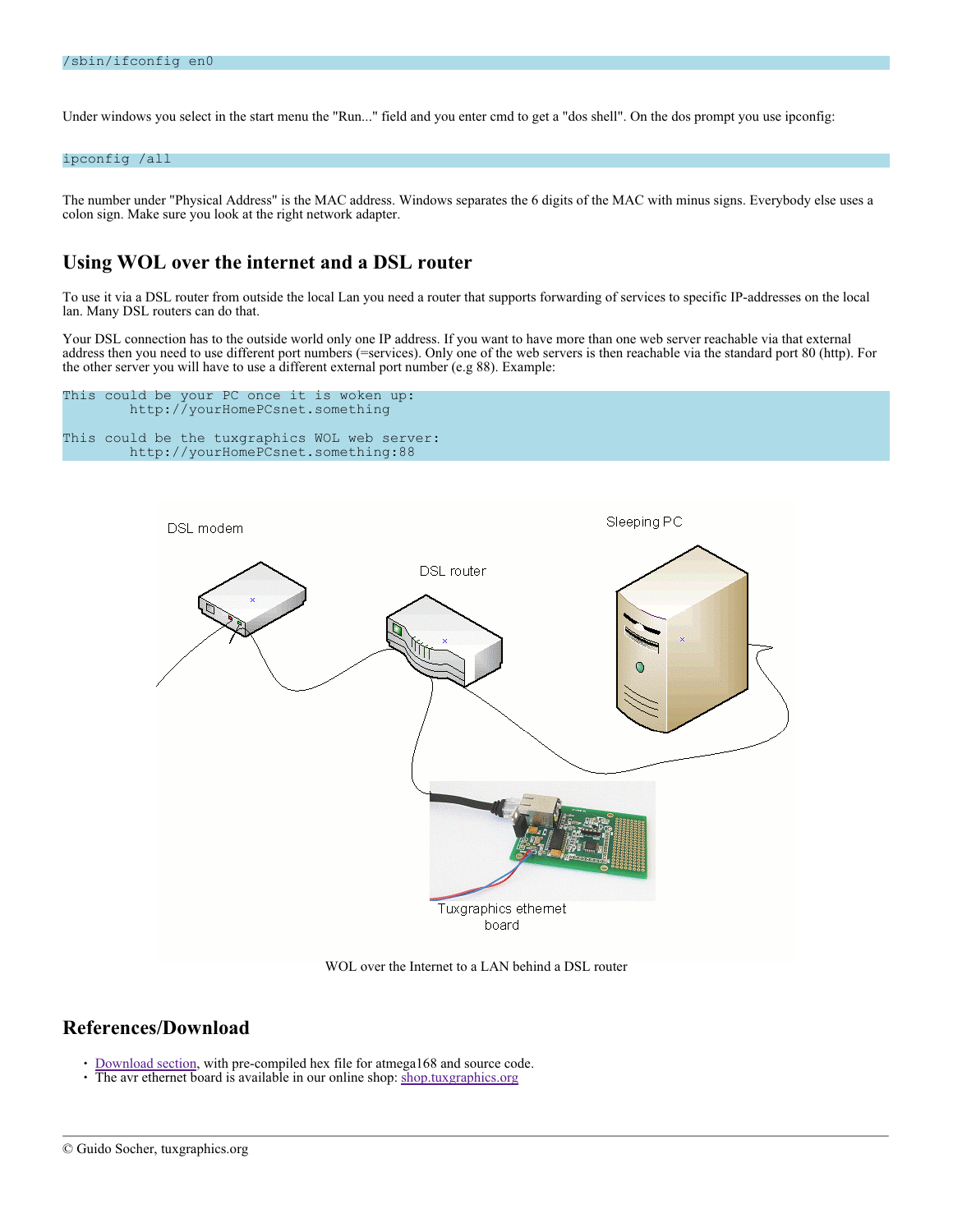```
/sbin/ifconfig en0
```

Under windows you select in the start menu the "Run..." field and you enter cmd to get a "dos shell". On the dos prompt you use ipconfig:

```
ipconfig /all
```

The number under "Physical Address" is the MAC address. Windows separates the 6 digits of the MAC with minus signs. Everybody else uses a colon sign. Make sure you look at the right network adapter.

## Using WOL over the internet and a DSL router

To use it via a DSL router from outside the local Lan you need a router that supports forwarding of services to specific IP-addresses on the local lan. Many DSL routers can do that.

Your DSL connection has to the outside world only one IP address. If you want to have more than one web server reachable via that external address then you need to use different port numbers (=services). Only one of the web servers is then reachable via the standard port 80 (http). For the other server you will have to use a different external port number (e.g 88). Example:

```
This could be your PC once it is woken up:
        http://yourHomePCsnet.something

This could be the tuxgraphics WOL web server:
        http://yourHomePCsnet.something:88
```

DSL modem

DSL router

Sleeping PC

Tuxgraphics ethernet board

WOL over the Internet to a LAN behind a DSL router

## References/Download

- Download section, with pre-compiled hex file for atmega168 and source code.
- The avr ethernet board is available in our online shop: shop.tuxgraphics.org

© Guido Socher, tuxgraphics.org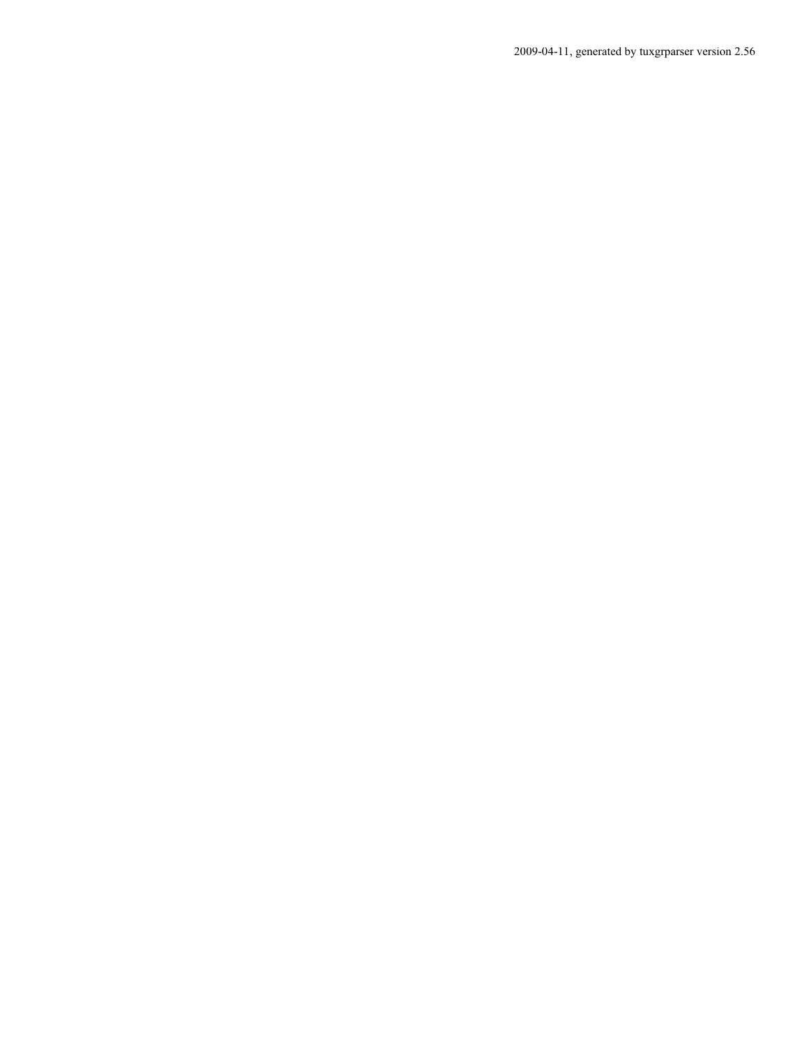2009-04-11, generated by tuxgrparser version 2.56